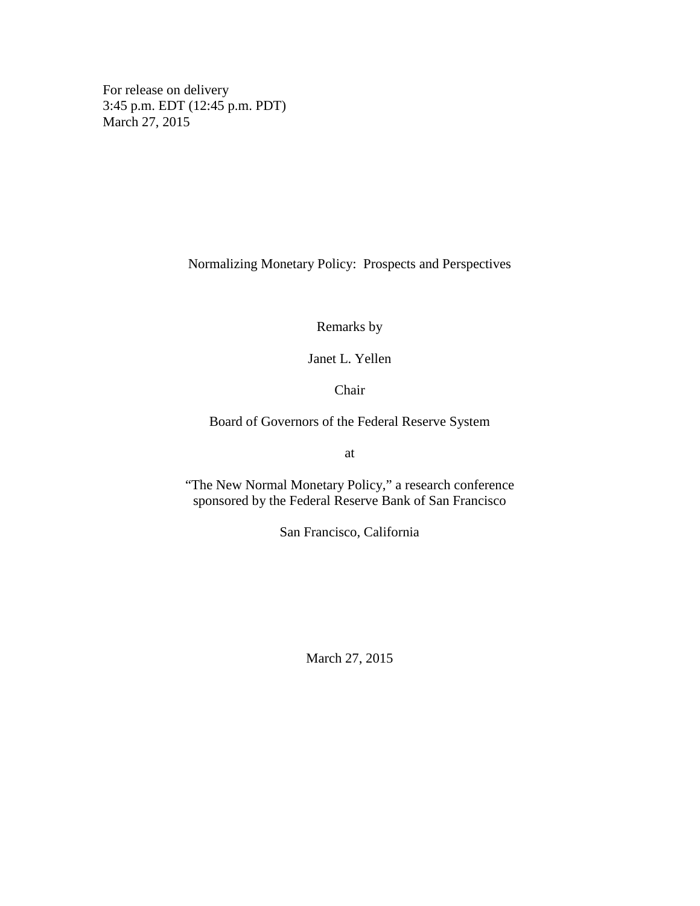For release on delivery
3:45 p.m. EDT (12:45 p.m. PDT)
March 27, 2015

# Normalizing Monetary Policy: Prospects and Perspectives

Remarks by

Janet L. Yellen

Chair

Board of Governors of the Federal Reserve System

at

"The New Normal Monetary Policy," a research conference
sponsored by the Federal Reserve Bank of San Francisco

San Francisco, California

March 27, 2015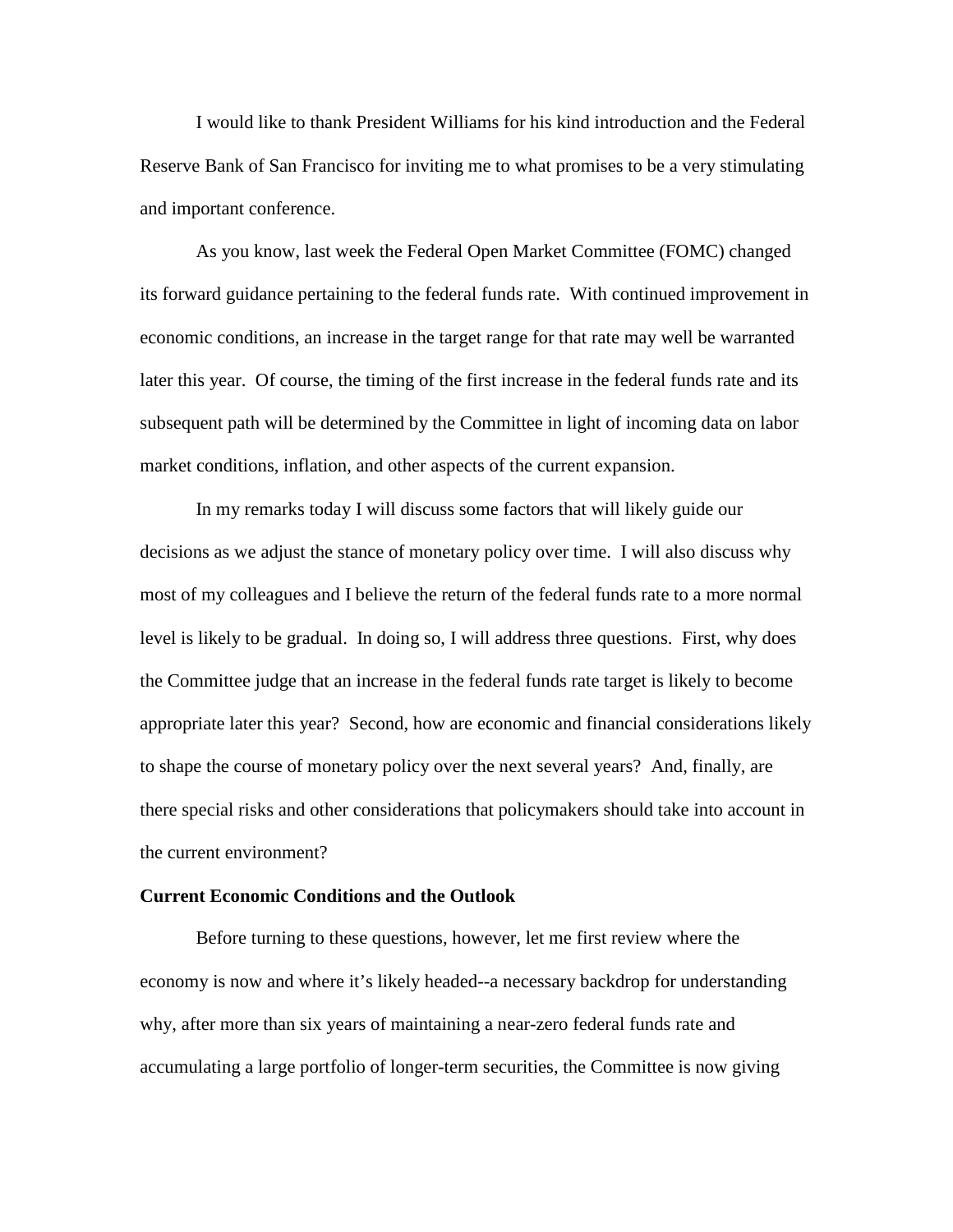I would like to thank President Williams for his kind introduction and the Federal Reserve Bank of San Francisco for inviting me to what promises to be a very stimulating and important conference.

As you know, last week the Federal Open Market Committee (FOMC) changed its forward guidance pertaining to the federal funds rate. With continued improvement in economic conditions, an increase in the target range for that rate may well be warranted later this year. Of course, the timing of the first increase in the federal funds rate and its subsequent path will be determined by the Committee in light of incoming data on labor market conditions, inflation, and other aspects of the current expansion.

In my remarks today I will discuss some factors that will likely guide our decisions as we adjust the stance of monetary policy over time. I will also discuss why most of my colleagues and I believe the return of the federal funds rate to a more normal level is likely to be gradual. In doing so, I will address three questions. First, why does the Committee judge that an increase in the federal funds rate target is likely to become appropriate later this year? Second, how are economic and financial considerations likely to shape the course of monetary policy over the next several years? And, finally, are there special risks and other considerations that policymakers should take into account in the current environment?

**Current Economic Conditions and the Outlook**

Before turning to these questions, however, let me first review where the economy is now and where it's likely headed--a necessary backdrop for understanding why, after more than six years of maintaining a near-zero federal funds rate and accumulating a large portfolio of longer-term securities, the Committee is now giving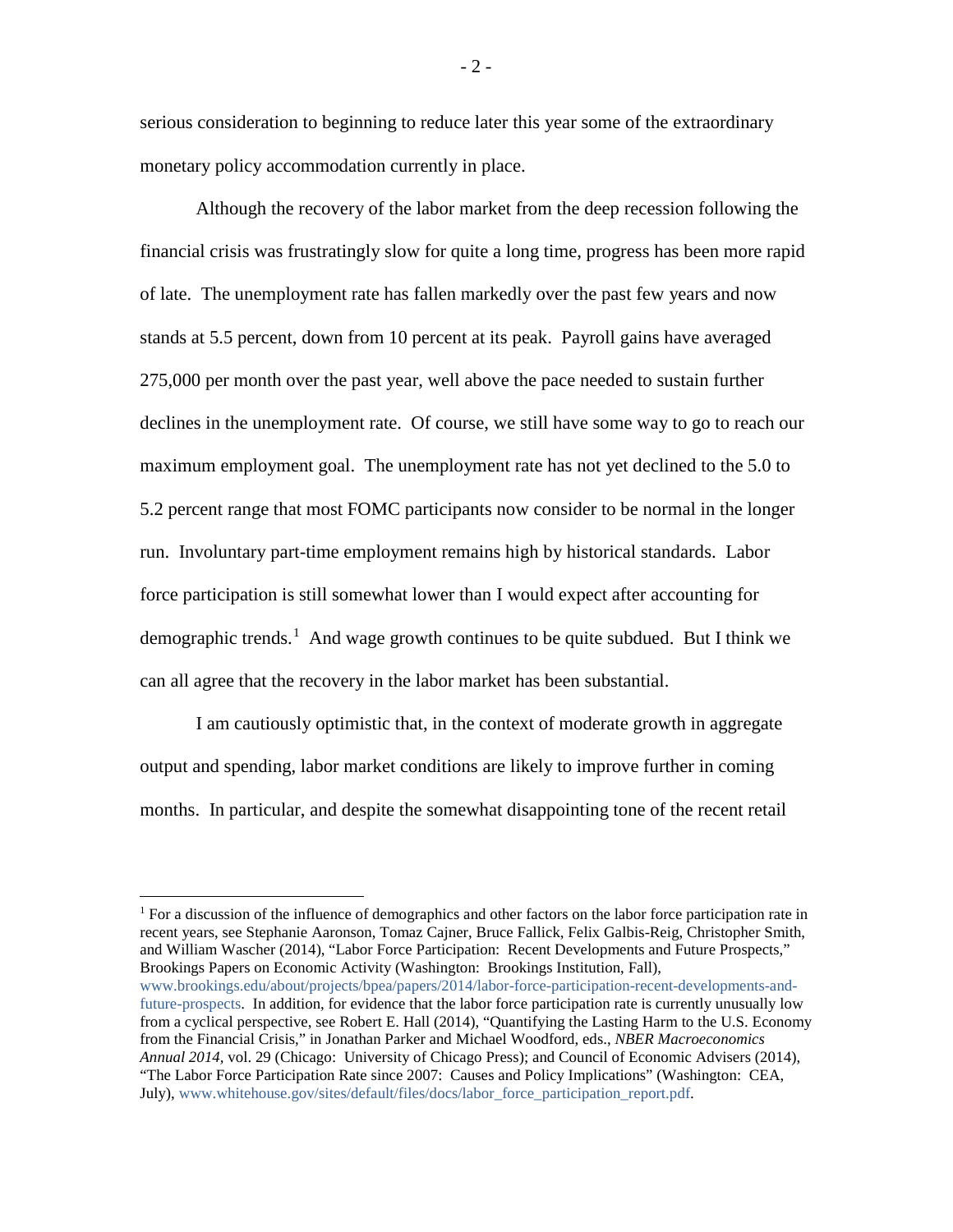serious consideration to beginning to reduce later this year some of the extraordinary monetary policy accommodation currently in place.

Although the recovery of the labor market from the deep recession following the financial crisis was frustratingly slow for quite a long time, progress has been more rapid of late. The unemployment rate has fallen markedly over the past few years and now stands at 5.5 percent, down from 10 percent at its peak. Payroll gains have averaged 275,000 per month over the past year, well above the pace needed to sustain further declines in the unemployment rate. Of course, we still have some way to go to reach our maximum employment goal. The unemployment rate has not yet declined to the 5.0 to 5.2 percent range that most FOMC participants now consider to be normal in the longer run. Involuntary part-time employment remains high by historical standards. Labor force participation is still somewhat lower than I would expect after accounting for demographic trends.[1] And wage growth continues to be quite subdued. But I think we can all agree that the recovery in the labor market has been substantial.

I am cautiously optimistic that, in the context of moderate growth in aggregate output and spending, labor market conditions are likely to improve further in coming months. In particular, and despite the somewhat disappointing tone of the recent retail

---

[1] For a discussion of the influence of demographics and other factors on the labor force participation rate in recent years, see Stephanie Aaronson, Tomaz Cajner, Bruce Fallick, Felix Galbis-Reig, Christopher Smith, and William Wascher (2014), "Labor Force Participation: Recent Developments and Future Prospects," Brookings Papers on Economic Activity (Washington: Brookings Institution, Fall), www.brookings.edu/about/projects/bpea/papers/2014/labor-force-participation-recent-developments-and-future-prospects. In addition, for evidence that the labor force participation rate is currently unusually low from a cyclical perspective, see Robert E. Hall (2014), "Quantifying the Lasting Harm to the U.S. Economy from the Financial Crisis," in Jonathan Parker and Michael Woodford, eds., *NBER Macroeconomics Annual 2014*, vol. 29 (Chicago: University of Chicago Press); and Council of Economic Advisers (2014), "The Labor Force Participation Rate since 2007: Causes and Policy Implications" (Washington: CEA, July), www.whitehouse.gov/sites/default/files/docs/labor_force_participation_report.pdf.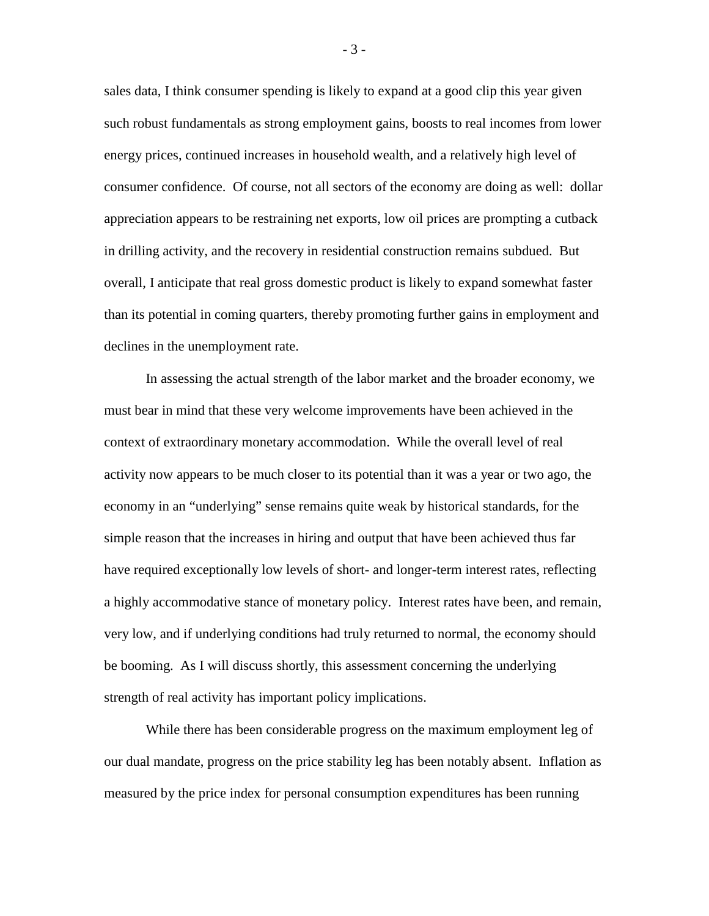sales data, I think consumer spending is likely to expand at a good clip this year given such robust fundamentals as strong employment gains, boosts to real incomes from lower energy prices, continued increases in household wealth, and a relatively high level of consumer confidence. Of course, not all sectors of the economy are doing as well: dollar appreciation appears to be restraining net exports, low oil prices are prompting a cutback in drilling activity, and the recovery in residential construction remains subdued. But overall, I anticipate that real gross domestic product is likely to expand somewhat faster than its potential in coming quarters, thereby promoting further gains in employment and declines in the unemployment rate.

In assessing the actual strength of the labor market and the broader economy, we must bear in mind that these very welcome improvements have been achieved in the context of extraordinary monetary accommodation. While the overall level of real activity now appears to be much closer to its potential than it was a year or two ago, the economy in an "underlying" sense remains quite weak by historical standards, for the simple reason that the increases in hiring and output that have been achieved thus far have required exceptionally low levels of short- and longer-term interest rates, reflecting a highly accommodative stance of monetary policy. Interest rates have been, and remain, very low, and if underlying conditions had truly returned to normal, the economy should be booming. As I will discuss shortly, this assessment concerning the underlying strength of real activity has important policy implications.

While there has been considerable progress on the maximum employment leg of our dual mandate, progress on the price stability leg has been notably absent. Inflation as measured by the price index for personal consumption expenditures has been running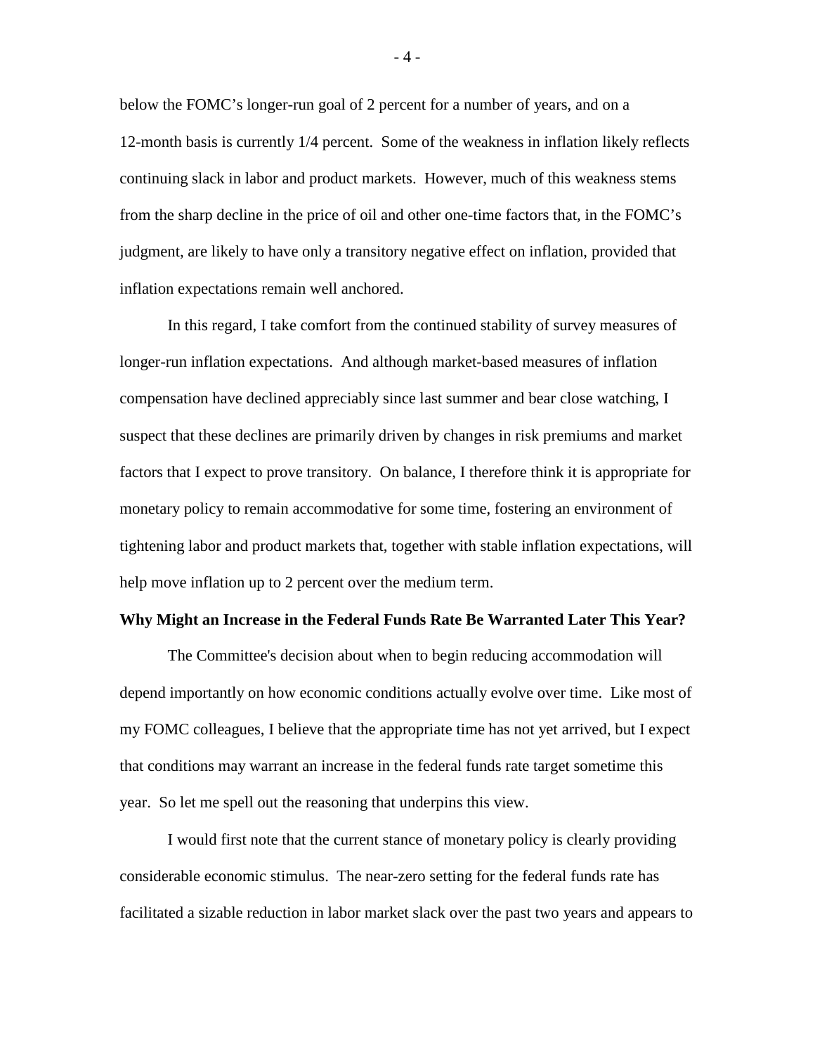below the FOMC's longer-run goal of 2 percent for a number of years, and on a 12-month basis is currently 1/4 percent. Some of the weakness in inflation likely reflects continuing slack in labor and product markets. However, much of this weakness stems from the sharp decline in the price of oil and other one-time factors that, in the FOMC's judgment, are likely to have only a transitory negative effect on inflation, provided that inflation expectations remain well anchored.

In this regard, I take comfort from the continued stability of survey measures of longer-run inflation expectations. And although market-based measures of inflation compensation have declined appreciably since last summer and bear close watching, I suspect that these declines are primarily driven by changes in risk premiums and market factors that I expect to prove transitory. On balance, I therefore think it is appropriate for monetary policy to remain accommodative for some time, fostering an environment of tightening labor and product markets that, together with stable inflation expectations, will help move inflation up to 2 percent over the medium term.

**Why Might an Increase in the Federal Funds Rate Be Warranted Later This Year?**

The Committee's decision about when to begin reducing accommodation will depend importantly on how economic conditions actually evolve over time. Like most of my FOMC colleagues, I believe that the appropriate time has not yet arrived, but I expect that conditions may warrant an increase in the federal funds rate target sometime this year. So let me spell out the reasoning that underpins this view.

I would first note that the current stance of monetary policy is clearly providing considerable economic stimulus. The near-zero setting for the federal funds rate has facilitated a sizable reduction in labor market slack over the past two years and appears to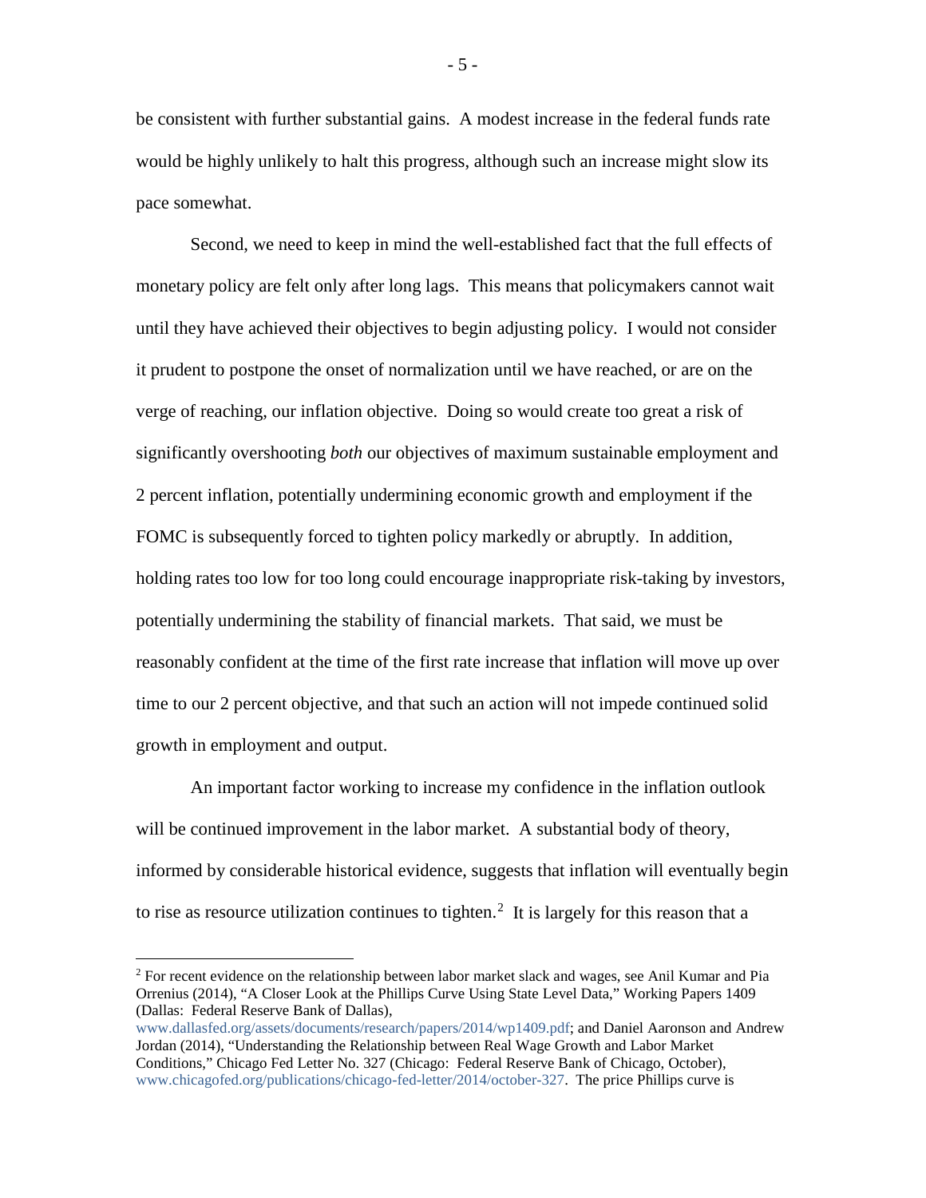be consistent with further substantial gains. A modest increase in the federal funds rate would be highly unlikely to halt this progress, although such an increase might slow its pace somewhat.

Second, we need to keep in mind the well-established fact that the full effects of monetary policy are felt only after long lags. This means that policymakers cannot wait until they have achieved their objectives to begin adjusting policy. I would not consider it prudent to postpone the onset of normalization until we have reached, or are on the verge of reaching, our inflation objective. Doing so would create too great a risk of significantly overshooting *both* our objectives of maximum sustainable employment and 2 percent inflation, potentially undermining economic growth and employment if the FOMC is subsequently forced to tighten policy markedly or abruptly. In addition, holding rates too low for too long could encourage inappropriate risk-taking by investors, potentially undermining the stability of financial markets. That said, we must be reasonably confident at the time of the first rate increase that inflation will move up over time to our 2 percent objective, and that such an action will not impede continued solid growth in employment and output.

An important factor working to increase my confidence in the inflation outlook will be continued improvement in the labor market. A substantial body of theory, informed by considerable historical evidence, suggests that inflation will eventually begin to rise as resource utilization continues to tighten.[2] It is largely for this reason that a

---

[2] For recent evidence on the relationship between labor market slack and wages, see Anil Kumar and Pia Orrenius (2014), "A Closer Look at the Phillips Curve Using State Level Data," Working Papers 1409 (Dallas: Federal Reserve Bank of Dallas), www.dallasfed.org/assets/documents/research/papers/2014/wp1409.pdf; and Daniel Aaronson and Andrew Jordan (2014), "Understanding the Relationship between Real Wage Growth and Labor Market Conditions," Chicago Fed Letter No. 327 (Chicago: Federal Reserve Bank of Chicago, October), www.chicagofed.org/publications/chicago-fed-letter/2014/october-327. The price Phillips curve is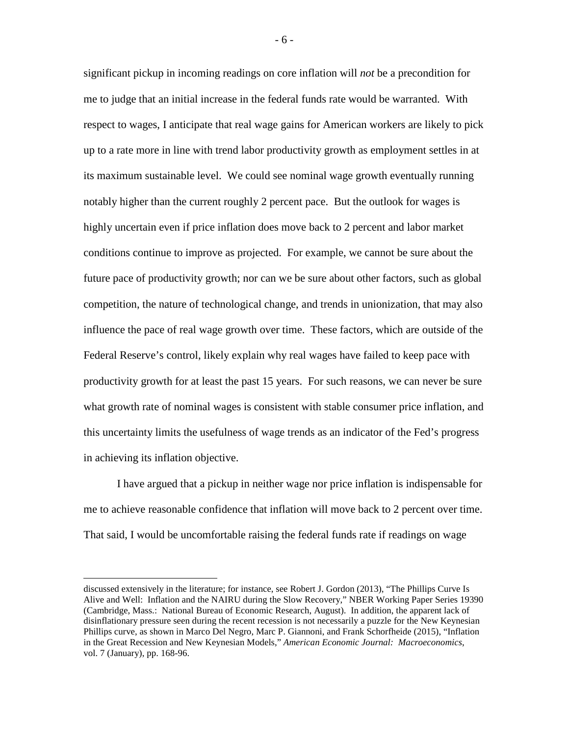significant pickup in incoming readings on core inflation will *not* be a precondition for me to judge that an initial increase in the federal funds rate would be warranted. With respect to wages, I anticipate that real wage gains for American workers are likely to pick up to a rate more in line with trend labor productivity growth as employment settles in at its maximum sustainable level. We could see nominal wage growth eventually running notably higher than the current roughly 2 percent pace. But the outlook for wages is highly uncertain even if price inflation does move back to 2 percent and labor market conditions continue to improve as projected. For example, we cannot be sure about the future pace of productivity growth; nor can we be sure about other factors, such as global competition, the nature of technological change, and trends in unionization, that may also influence the pace of real wage growth over time. These factors, which are outside of the Federal Reserve's control, likely explain why real wages have failed to keep pace with productivity growth for at least the past 15 years. For such reasons, we can never be sure what growth rate of nominal wages is consistent with stable consumer price inflation, and this uncertainty limits the usefulness of wage trends as an indicator of the Fed's progress in achieving its inflation objective.

I have argued that a pickup in neither wage nor price inflation is indispensable for me to achieve reasonable confidence that inflation will move back to 2 percent over time. That said, I would be uncomfortable raising the federal funds rate if readings on wage

---

discussed extensively in the literature; for instance, see Robert J. Gordon (2013), "The Phillips Curve Is Alive and Well: Inflation and the NAIRU during the Slow Recovery," NBER Working Paper Series 19390 (Cambridge, Mass.: National Bureau of Economic Research, August). In addition, the apparent lack of disinflationary pressure seen during the recent recession is not necessarily a puzzle for the New Keynesian Phillips curve, as shown in Marco Del Negro, Marc P. Giannoni, and Frank Schorfheide (2015), "Inflation in the Great Recession and New Keynesian Models," *American Economic Journal: Macroeconomics*, vol. 7 (January), pp. 168-96.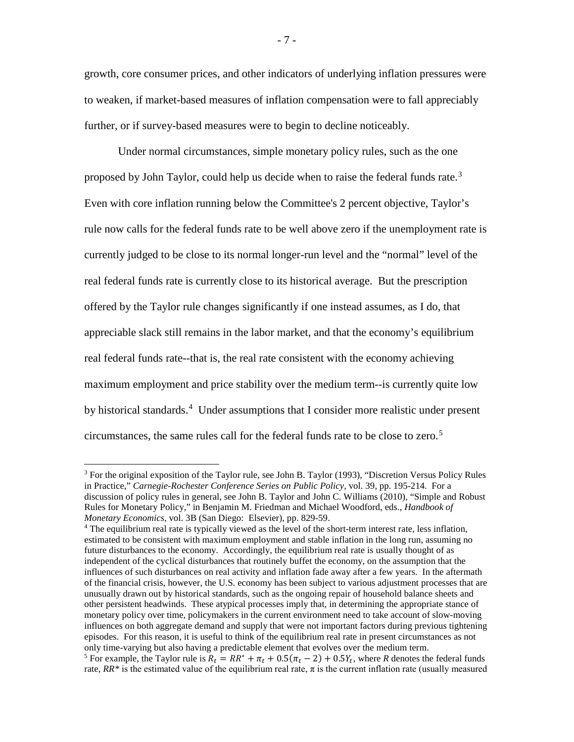growth, core consumer prices, and other indicators of underlying inflation pressures were to weaken, if market-based measures of inflation compensation were to fall appreciably further, or if survey-based measures were to begin to decline noticeably.

Under normal circumstances, simple monetary policy rules, such as the one proposed by John Taylor, could help us decide when to raise the federal funds rate.[3] Even with core inflation running below the Committee's 2 percent objective, Taylor's rule now calls for the federal funds rate to be well above zero if the unemployment rate is currently judged to be close to its normal longer-run level and the "normal" level of the real federal funds rate is currently close to its historical average. But the prescription offered by the Taylor rule changes significantly if one instead assumes, as I do, that appreciable slack still remains in the labor market, and that the economy's equilibrium real federal funds rate--that is, the real rate consistent with the economy achieving maximum employment and price stability over the medium term--is currently quite low by historical standards.[4] Under assumptions that I consider more realistic under present circumstances, the same rules call for the federal funds rate to be close to zero.[5]

---

[3] For the original exposition of the Taylor rule, see John B. Taylor (1993), "Discretion Versus Policy Rules in Practice," *Carnegie-Rochester Conference Series on Public Policy*, vol. 39, pp. 195-214. For a discussion of policy rules in general, see John B. Taylor and John C. Williams (2010), "Simple and Robust Rules for Monetary Policy," in Benjamin M. Friedman and Michael Woodford, eds., *Handbook of Monetary Economics*, vol. 3B (San Diego: Elsevier), pp. 829-59.

[4] The equilibrium real rate is typically viewed as the level of the short-term interest rate, less inflation, estimated to be consistent with maximum employment and stable inflation in the long run, assuming no future disturbances to the economy. Accordingly, the equilibrium real rate is usually thought of as independent of the cyclical disturbances that routinely buffet the economy, on the assumption that the influences of such disturbances on real activity and inflation fade away after a few years. In the aftermath of the financial crisis, however, the U.S. economy has been subject to various adjustment processes that are unusually drawn out by historical standards, such as the ongoing repair of household balance sheets and other persistent headwinds. These atypical processes imply that, in determining the appropriate stance of monetary policy over time, policymakers in the current environment need to take account of slow-moving influences on both aggregate demand and supply that were not important factors during previous tightening episodes. For this reason, it is useful to think of the equilibrium real rate in present circumstances as not only time-varying but also having a predictable element that evolves over the medium term.

[5] For example, the Taylor rule is $R_t = RR^* + \pi_t + 0.5(\pi_t - 2) + 0.5Y_t$, where *R* denotes the federal funds rate, *RR\** is the estimated value of the equilibrium real rate, $\pi$ is the current inflation rate (usually measured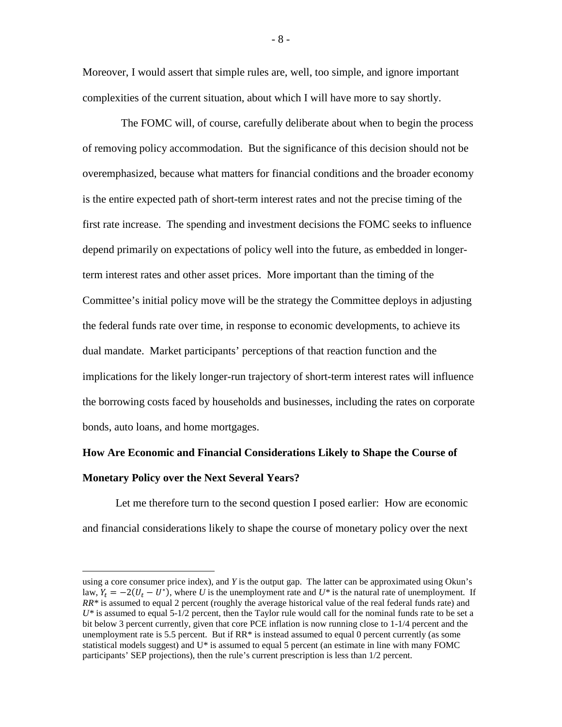Moreover, I would assert that simple rules are, well, too simple, and ignore important complexities of the current situation, about which I will have more to say shortly.

The FOMC will, of course, carefully deliberate about when to begin the process of removing policy accommodation. But the significance of this decision should not be overemphasized, because what matters for financial conditions and the broader economy is the entire expected path of short-term interest rates and not the precise timing of the first rate increase. The spending and investment decisions the FOMC seeks to influence depend primarily on expectations of policy well into the future, as embedded in longer-term interest rates and other asset prices. More important than the timing of the Committee's initial policy move will be the strategy the Committee deploys in adjusting the federal funds rate over time, in response to economic developments, to achieve its dual mandate. Market participants' perceptions of that reaction function and the implications for the likely longer-run trajectory of short-term interest rates will influence the borrowing costs faced by households and businesses, including the rates on corporate bonds, auto loans, and home mortgages.

## How Are Economic and Financial Considerations Likely to Shape the Course of Monetary Policy over the Next Several Years?

Let me therefore turn to the second question I posed earlier: How are economic and financial considerations likely to shape the course of monetary policy over the next

---

using a core consumer price index), and *Y* is the output gap. The latter can be approximated using Okun's law, $Y_t = -2(U_t - U^*)$, where *U* is the unemployment rate and $U^*$ is the natural rate of unemployment. If $RR^*$ is assumed to equal 2 percent (roughly the average historical value of the real federal funds rate) and $U^*$ is assumed to equal 5-1/2 percent, then the Taylor rule would call for the nominal funds rate to be set a bit below 3 percent currently, given that core PCE inflation is now running close to 1-1/4 percent and the unemployment rate is 5.5 percent. But if $RR^*$ is instead assumed to equal 0 percent currently (as some statistical models suggest) and $U^*$ is assumed to equal 5 percent (an estimate in line with many FOMC participants' SEP projections), then the rule's current prescription is less than 1/2 percent.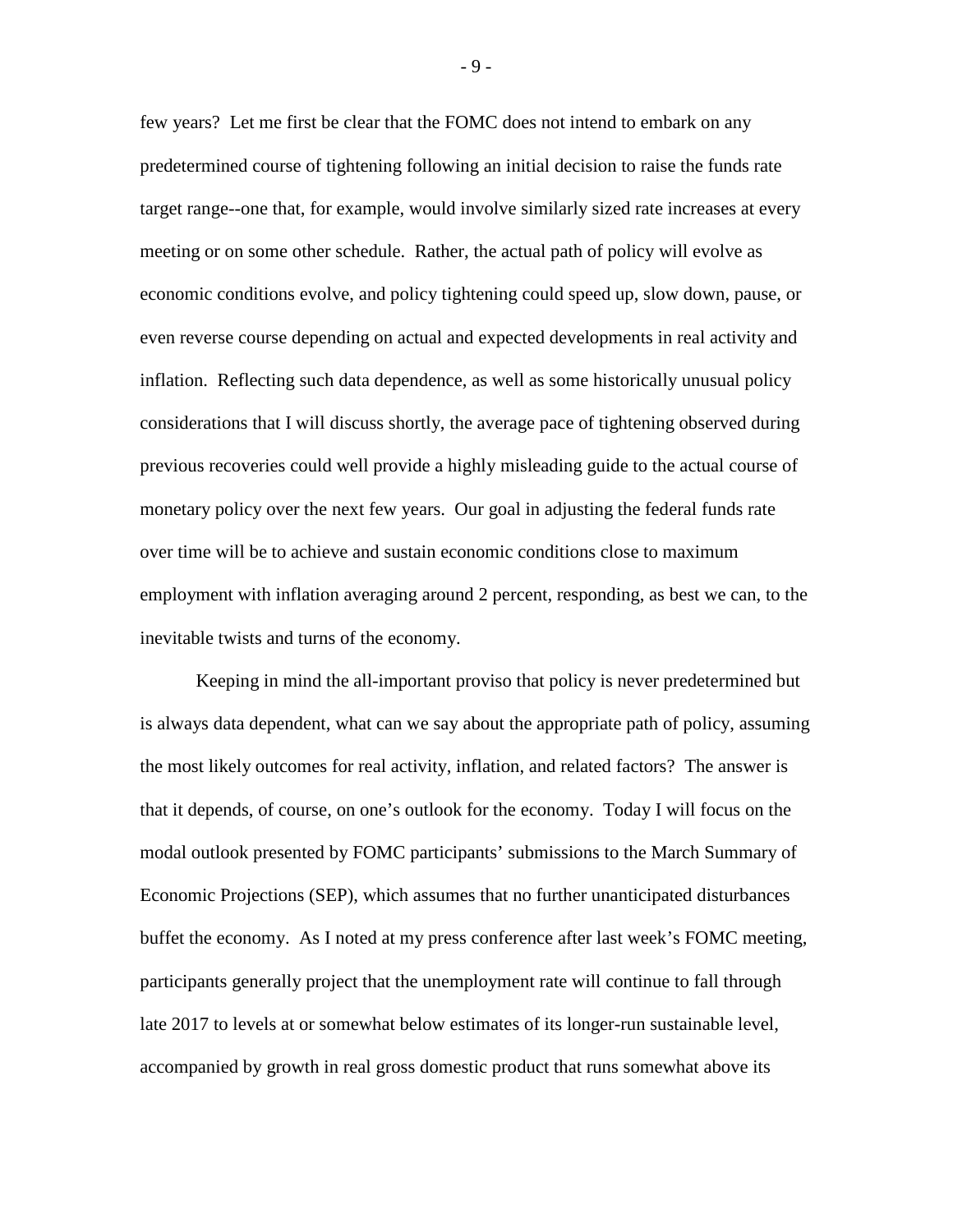few years? Let me first be clear that the FOMC does not intend to embark on any predetermined course of tightening following an initial decision to raise the funds rate target range--one that, for example, would involve similarly sized rate increases at every meeting or on some other schedule. Rather, the actual path of policy will evolve as economic conditions evolve, and policy tightening could speed up, slow down, pause, or even reverse course depending on actual and expected developments in real activity and inflation. Reflecting such data dependence, as well as some historically unusual policy considerations that I will discuss shortly, the average pace of tightening observed during previous recoveries could well provide a highly misleading guide to the actual course of monetary policy over the next few years. Our goal in adjusting the federal funds rate over time will be to achieve and sustain economic conditions close to maximum employment with inflation averaging around 2 percent, responding, as best we can, to the inevitable twists and turns of the economy.

Keeping in mind the all-important proviso that policy is never predetermined but is always data dependent, what can we say about the appropriate path of policy, assuming the most likely outcomes for real activity, inflation, and related factors? The answer is that it depends, of course, on one's outlook for the economy. Today I will focus on the modal outlook presented by FOMC participants' submissions to the March Summary of Economic Projections (SEP), which assumes that no further unanticipated disturbances buffet the economy. As I noted at my press conference after last week's FOMC meeting, participants generally project that the unemployment rate will continue to fall through late 2017 to levels at or somewhat below estimates of its longer-run sustainable level, accompanied by growth in real gross domestic product that runs somewhat above its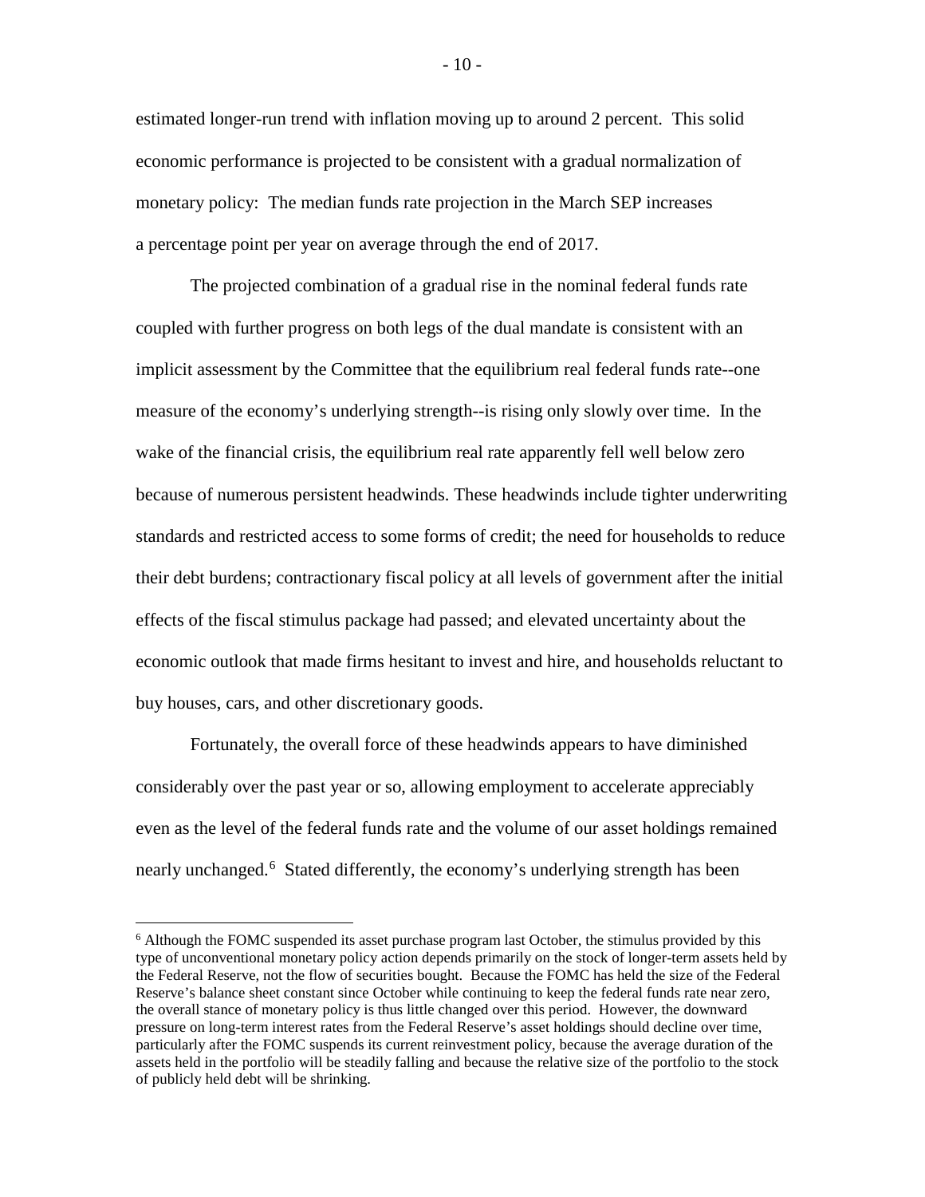estimated longer-run trend with inflation moving up to around 2 percent. This solid economic performance is projected to be consistent with a gradual normalization of monetary policy: The median funds rate projection in the March SEP increases a percentage point per year on average through the end of 2017.

The projected combination of a gradual rise in the nominal federal funds rate coupled with further progress on both legs of the dual mandate is consistent with an implicit assessment by the Committee that the equilibrium real federal funds rate--one measure of the economy's underlying strength--is rising only slowly over time. In the wake of the financial crisis, the equilibrium real rate apparently fell well below zero because of numerous persistent headwinds. These headwinds include tighter underwriting standards and restricted access to some forms of credit; the need for households to reduce their debt burdens; contractionary fiscal policy at all levels of government after the initial effects of the fiscal stimulus package had passed; and elevated uncertainty about the economic outlook that made firms hesitant to invest and hire, and households reluctant to buy houses, cars, and other discretionary goods.

Fortunately, the overall force of these headwinds appears to have diminished considerably over the past year or so, allowing employment to accelerate appreciably even as the level of the federal funds rate and the volume of our asset holdings remained nearly unchanged.[6] Stated differently, the economy's underlying strength has been

[6] Although the FOMC suspended its asset purchase program last October, the stimulus provided by this type of unconventional monetary policy action depends primarily on the stock of longer-term assets held by the Federal Reserve, not the flow of securities bought. Because the FOMC has held the size of the Federal Reserve's balance sheet constant since October while continuing to keep the federal funds rate near zero, the overall stance of monetary policy is thus little changed over this period. However, the downward pressure on long-term interest rates from the Federal Reserve's asset holdings should decline over time, particularly after the FOMC suspends its current reinvestment policy, because the average duration of the assets held in the portfolio will be steadily falling and because the relative size of the portfolio to the stock of publicly held debt will be shrinking.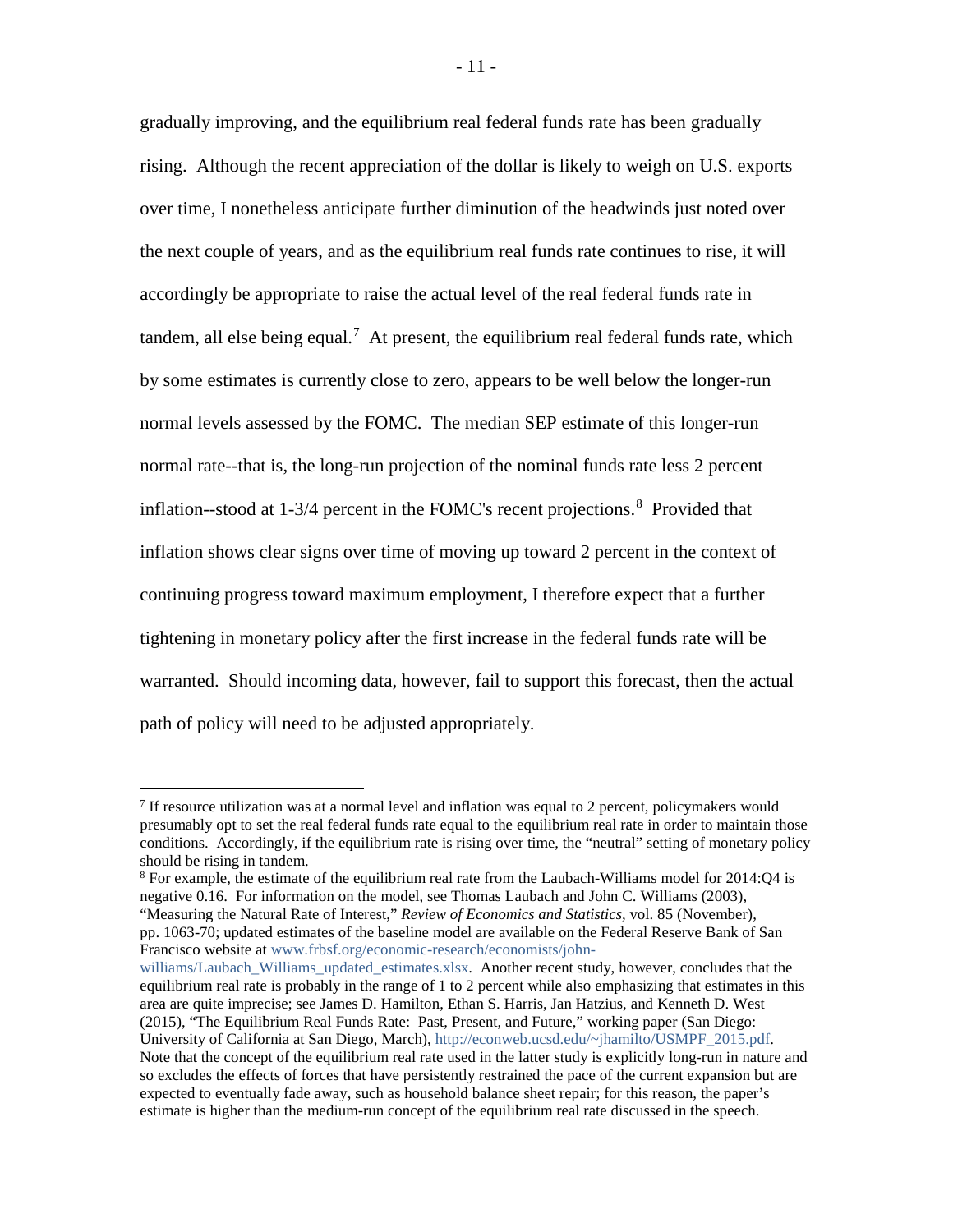gradually improving, and the equilibrium real federal funds rate has been gradually rising. Although the recent appreciation of the dollar is likely to weigh on U.S. exports over time, I nonetheless anticipate further diminution of the headwinds just noted over the next couple of years, and as the equilibrium real funds rate continues to rise, it will accordingly be appropriate to raise the actual level of the real federal funds rate in tandem, all else being equal.[7] At present, the equilibrium real federal funds rate, which by some estimates is currently close to zero, appears to be well below the longer-run normal levels assessed by the FOMC. The median SEP estimate of this longer-run normal rate--that is, the long-run projection of the nominal funds rate less 2 percent inflation--stood at 1-3/4 percent in the FOMC's recent projections.[8] Provided that inflation shows clear signs over time of moving up toward 2 percent in the context of continuing progress toward maximum employment, I therefore expect that a further tightening in monetary policy after the first increase in the federal funds rate will be warranted. Should incoming data, however, fail to support this forecast, then the actual path of policy will need to be adjusted appropriately.

---

[7] If resource utilization was at a normal level and inflation was equal to 2 percent, policymakers would presumably opt to set the real federal funds rate equal to the equilibrium real rate in order to maintain those conditions. Accordingly, if the equilibrium rate is rising over time, the "neutral" setting of monetary policy should be rising in tandem.

[8] For example, the estimate of the equilibrium real rate from the Laubach-Williams model for 2014:Q4 is negative 0.16. For information on the model, see Thomas Laubach and John C. Williams (2003), "Measuring the Natural Rate of Interest," *Review of Economics and Statistics*, vol. 85 (November), pp. 1063-70; updated estimates of the baseline model are available on the Federal Reserve Bank of San Francisco website at www.frbsf.org/economic-research/economists/john-williams/Laubach_Williams_updated_estimates.xlsx. Another recent study, however, concludes that the equilibrium real rate is probably in the range of 1 to 2 percent while also emphasizing that estimates in this area are quite imprecise; see James D. Hamilton, Ethan S. Harris, Jan Hatzius, and Kenneth D. West (2015), "The Equilibrium Real Funds Rate: Past, Present, and Future," working paper (San Diego: University of California at San Diego, March), http://econweb.ucsd.edu/~jhamilto/USMPF_2015.pdf. Note that the concept of the equilibrium real rate used in the latter study is explicitly long-run in nature and so excludes the effects of forces that have persistently restrained the pace of the current expansion but are expected to eventually fade away, such as household balance sheet repair; for this reason, the paper's estimate is higher than the medium-run concept of the equilibrium real rate discussed in the speech.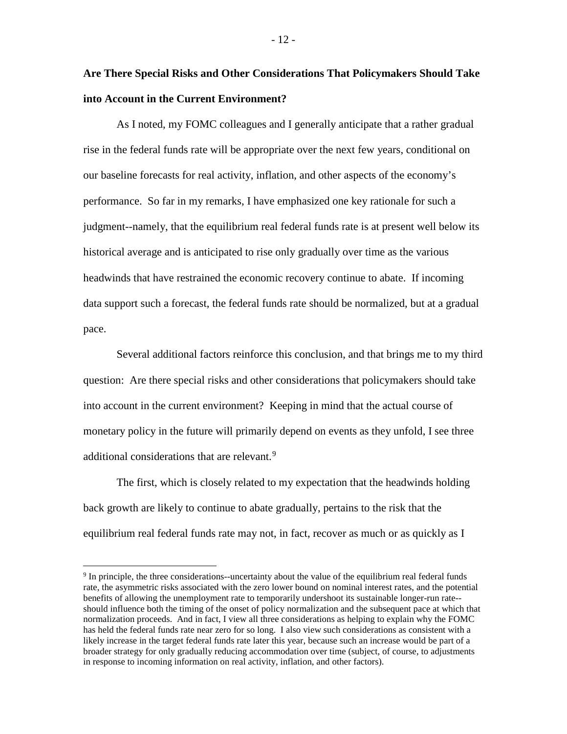**Are There Special Risks and Other Considerations That Policymakers Should Take into Account in the Current Environment?**

As I noted, my FOMC colleagues and I generally anticipate that a rather gradual rise in the federal funds rate will be appropriate over the next few years, conditional on our baseline forecasts for real activity, inflation, and other aspects of the economy's performance. So far in my remarks, I have emphasized one key rationale for such a judgment--namely, that the equilibrium real federal funds rate is at present well below its historical average and is anticipated to rise only gradually over time as the various headwinds that have restrained the economic recovery continue to abate. If incoming data support such a forecast, the federal funds rate should be normalized, but at a gradual pace.

Several additional factors reinforce this conclusion, and that brings me to my third question: Are there special risks and other considerations that policymakers should take into account in the current environment? Keeping in mind that the actual course of monetary policy in the future will primarily depend on events as they unfold, I see three additional considerations that are relevant.[9]

The first, which is closely related to my expectation that the headwinds holding back growth are likely to continue to abate gradually, pertains to the risk that the equilibrium real federal funds rate may not, in fact, recover as much or as quickly as I

---

[9] In principle, the three considerations--uncertainty about the value of the equilibrium real federal funds rate, the asymmetric risks associated with the zero lower bound on nominal interest rates, and the potential benefits of allowing the unemployment rate to temporarily undershoot its sustainable longer-run rate--should influence both the timing of the onset of policy normalization and the subsequent pace at which that normalization proceeds. And in fact, I view all three considerations as helping to explain why the FOMC has held the federal funds rate near zero for so long. I also view such considerations as consistent with a likely increase in the target federal funds rate later this year, because such an increase would be part of a broader strategy for only gradually reducing accommodation over time (subject, of course, to adjustments in response to incoming information on real activity, inflation, and other factors).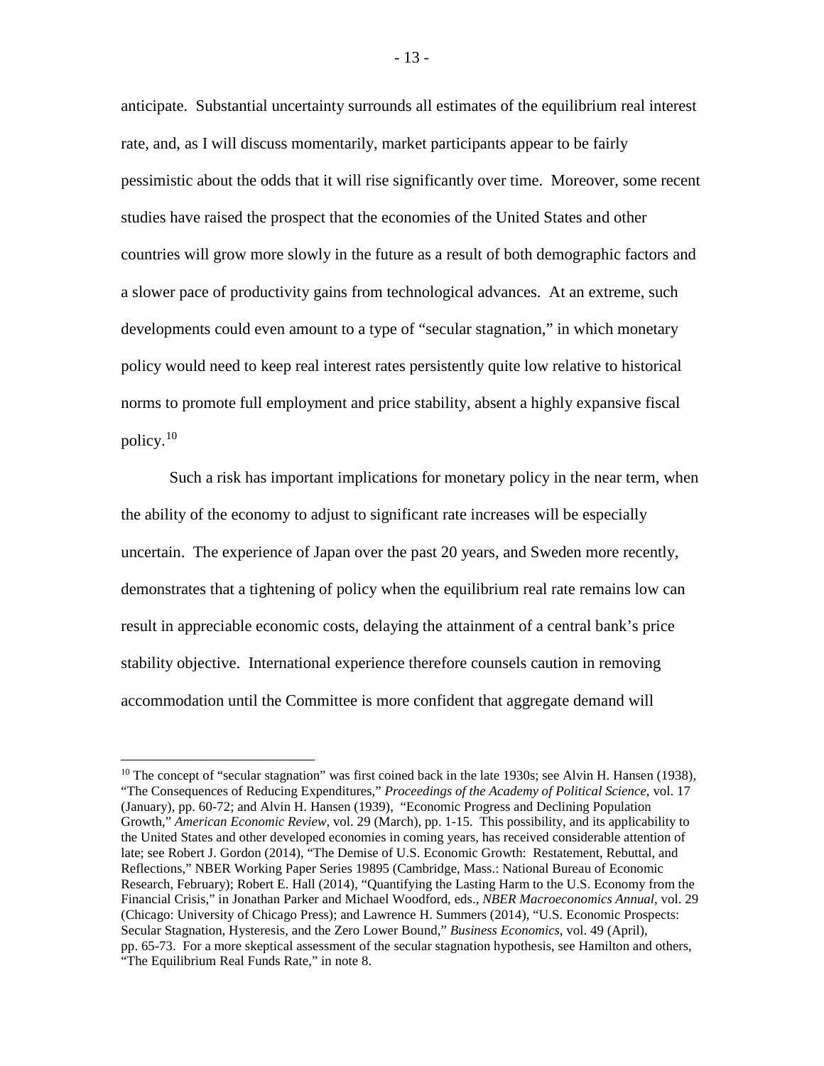anticipate. Substantial uncertainty surrounds all estimates of the equilibrium real interest rate, and, as I will discuss momentarily, market participants appear to be fairly pessimistic about the odds that it will rise significantly over time. Moreover, some recent studies have raised the prospect that the economies of the United States and other countries will grow more slowly in the future as a result of both demographic factors and a slower pace of productivity gains from technological advances. At an extreme, such developments could even amount to a type of "secular stagnation," in which monetary policy would need to keep real interest rates persistently quite low relative to historical norms to promote full employment and price stability, absent a highly expansive fiscal policy.[10]

Such a risk has important implications for monetary policy in the near term, when the ability of the economy to adjust to significant rate increases will be especially uncertain. The experience of Japan over the past 20 years, and Sweden more recently, demonstrates that a tightening of policy when the equilibrium real rate remains low can result in appreciable economic costs, delaying the attainment of a central bank's price stability objective. International experience therefore counsels caution in removing accommodation until the Committee is more confident that aggregate demand will

---

[10] The concept of "secular stagnation" was first coined back in the late 1930s; see Alvin H. Hansen (1938), "The Consequences of Reducing Expenditures," *Proceedings of the Academy of Political Science*, vol. 17 (January), pp. 60-72; and Alvin H. Hansen (1939), "Economic Progress and Declining Population Growth," *American Economic Review*, vol. 29 (March), pp. 1-15. This possibility, and its applicability to the United States and other developed economies in coming years, has received considerable attention of late; see Robert J. Gordon (2014), "The Demise of U.S. Economic Growth: Restatement, Rebuttal, and Reflections," NBER Working Paper Series 19895 (Cambridge, Mass.: National Bureau of Economic Research, February); Robert E. Hall (2014), "Quantifying the Lasting Harm to the U.S. Economy from the Financial Crisis," in Jonathan Parker and Michael Woodford, eds., *NBER Macroeconomics Annual*, vol. 29 (Chicago: University of Chicago Press); and Lawrence H. Summers (2014), "U.S. Economic Prospects: Secular Stagnation, Hysteresis, and the Zero Lower Bound," *Business Economics*, vol. 49 (April), pp. 65-73. For a more skeptical assessment of the secular stagnation hypothesis, see Hamilton and others, "The Equilibrium Real Funds Rate," in note 8.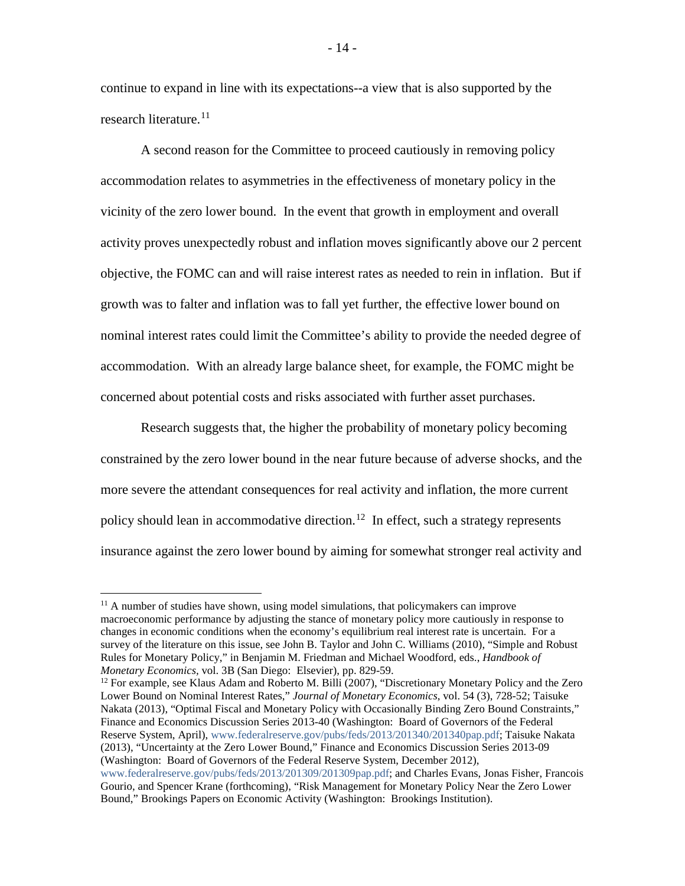continue to expand in line with its expectations--a view that is also supported by the research literature.[11]

A second reason for the Committee to proceed cautiously in removing policy accommodation relates to asymmetries in the effectiveness of monetary policy in the vicinity of the zero lower bound. In the event that growth in employment and overall activity proves unexpectedly robust and inflation moves significantly above our 2 percent objective, the FOMC can and will raise interest rates as needed to rein in inflation. But if growth was to falter and inflation was to fall yet further, the effective lower bound on nominal interest rates could limit the Committee's ability to provide the needed degree of accommodation. With an already large balance sheet, for example, the FOMC might be concerned about potential costs and risks associated with further asset purchases.

Research suggests that, the higher the probability of monetary policy becoming constrained by the zero lower bound in the near future because of adverse shocks, and the more severe the attendant consequences for real activity and inflation, the more current policy should lean in accommodative direction.[12] In effect, such a strategy represents insurance against the zero lower bound by aiming for somewhat stronger real activity and

---

[11] A number of studies have shown, using model simulations, that policymakers can improve macroeconomic performance by adjusting the stance of monetary policy more cautiously in response to changes in economic conditions when the economy's equilibrium real interest rate is uncertain. For a survey of the literature on this issue, see John B. Taylor and John C. Williams (2010), "Simple and Robust Rules for Monetary Policy," in Benjamin M. Friedman and Michael Woodford, eds., *Handbook of Monetary Economics*, vol. 3B (San Diego: Elsevier), pp. 829-59.

[12] For example, see Klaus Adam and Roberto M. Billi (2007), "Discretionary Monetary Policy and the Zero Lower Bound on Nominal Interest Rates," *Journal of Monetary Economics*, vol. 54 (3), 728-52; Taisuke Nakata (2013), "Optimal Fiscal and Monetary Policy with Occasionally Binding Zero Bound Constraints," Finance and Economics Discussion Series 2013-40 (Washington: Board of Governors of the Federal Reserve System, April), www.federalreserve.gov/pubs/feds/2013/201340/201340pap.pdf; Taisuke Nakata (2013), "Uncertainty at the Zero Lower Bound," Finance and Economics Discussion Series 2013-09 (Washington: Board of Governors of the Federal Reserve System, December 2012), www.federalreserve.gov/pubs/feds/2013/201309/201309pap.pdf; and Charles Evans, Jonas Fisher, Francois Gourio, and Spencer Krane (forthcoming), "Risk Management for Monetary Policy Near the Zero Lower Bound," Brookings Papers on Economic Activity (Washington: Brookings Institution).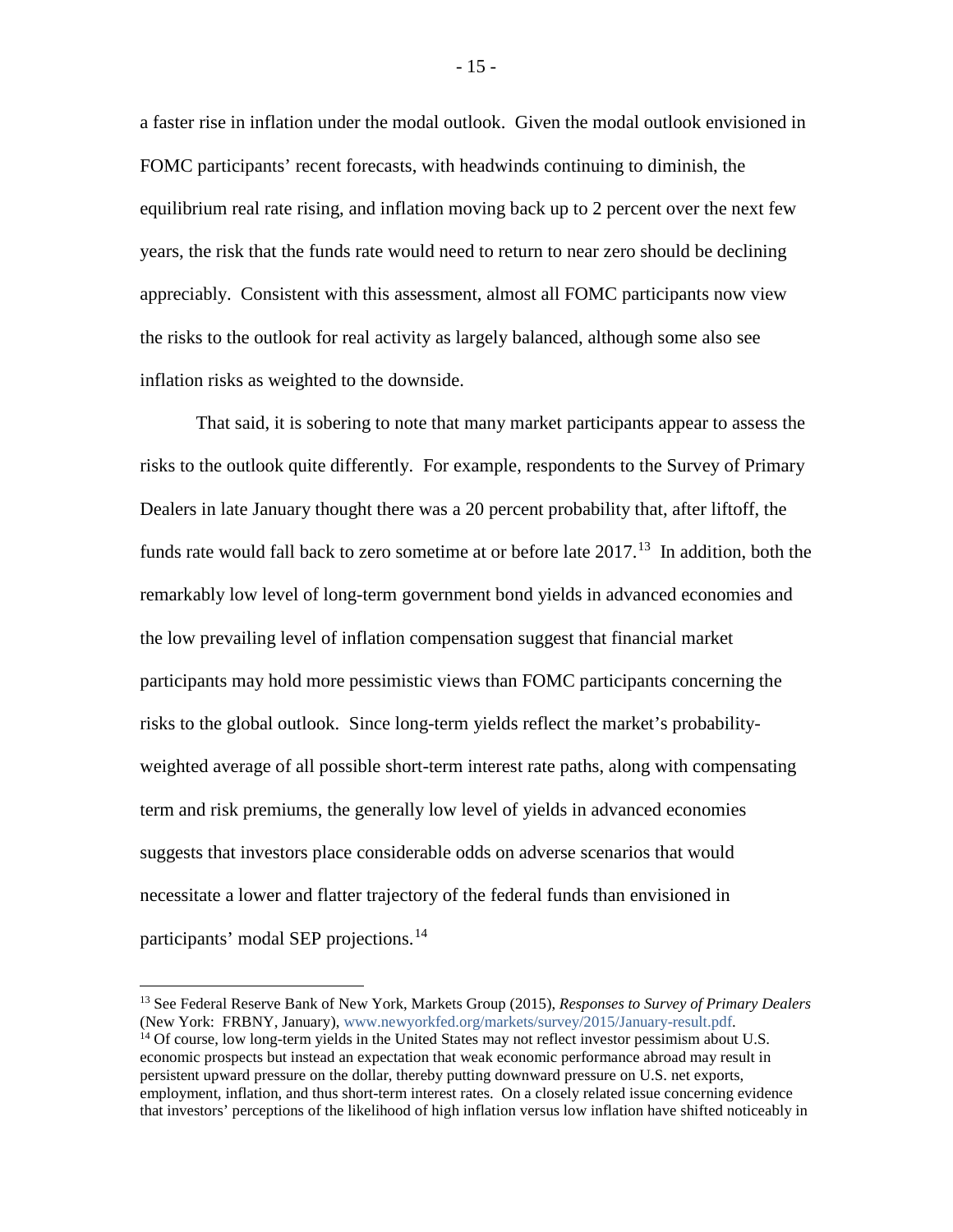a faster rise in inflation under the modal outlook. Given the modal outlook envisioned in FOMC participants' recent forecasts, with headwinds continuing to diminish, the equilibrium real rate rising, and inflation moving back up to 2 percent over the next few years, the risk that the funds rate would need to return to near zero should be declining appreciably. Consistent with this assessment, almost all FOMC participants now view the risks to the outlook for real activity as largely balanced, although some also see inflation risks as weighted to the downside.

That said, it is sobering to note that many market participants appear to assess the risks to the outlook quite differently. For example, respondents to the Survey of Primary Dealers in late January thought there was a 20 percent probability that, after liftoff, the funds rate would fall back to zero sometime at or before late 2017.[13] In addition, both the remarkably low level of long-term government bond yields in advanced economies and the low prevailing level of inflation compensation suggest that financial market participants may hold more pessimistic views than FOMC participants concerning the risks to the global outlook. Since long-term yields reflect the market's probability-weighted average of all possible short-term interest rate paths, along with compensating term and risk premiums, the generally low level of yields in advanced economies suggests that investors place considerable odds on adverse scenarios that would necessitate a lower and flatter trajectory of the federal funds than envisioned in participants' modal SEP projections.[14]

---

[13] See Federal Reserve Bank of New York, Markets Group (2015), *Responses to Survey of Primary Dealers* (New York: FRBNY, January), www.newyorkfed.org/markets/survey/2015/January-result.pdf.

[14] Of course, low long-term yields in the United States may not reflect investor pessimism about U.S. economic prospects but instead an expectation that weak economic performance abroad may result in persistent upward pressure on the dollar, thereby putting downward pressure on U.S. net exports, employment, inflation, and thus short-term interest rates. On a closely related issue concerning evidence that investors' perceptions of the likelihood of high inflation versus low inflation have shifted noticeably in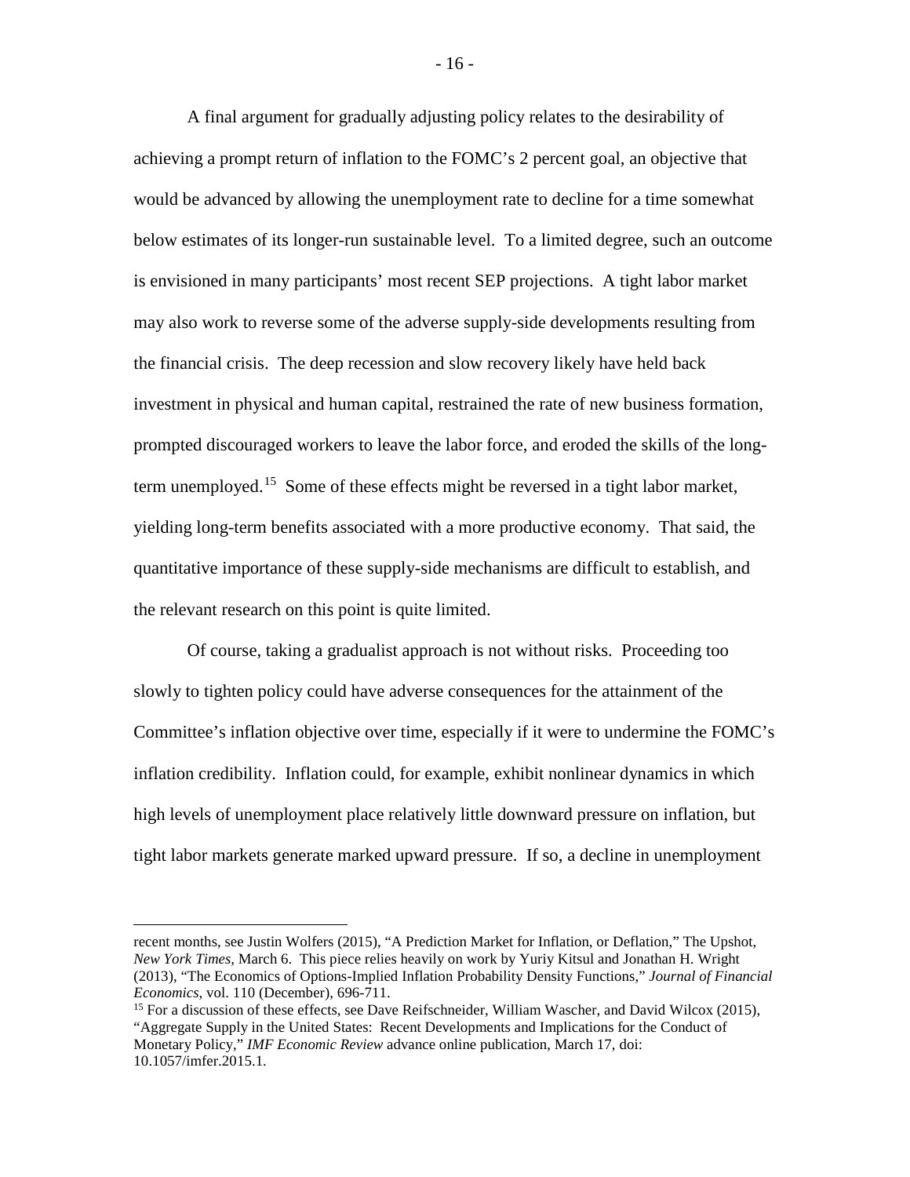A final argument for gradually adjusting policy relates to the desirability of achieving a prompt return of inflation to the FOMC's 2 percent goal, an objective that would be advanced by allowing the unemployment rate to decline for a time somewhat below estimates of its longer-run sustainable level. To a limited degree, such an outcome is envisioned in many participants' most recent SEP projections. A tight labor market may also work to reverse some of the adverse supply-side developments resulting from the financial crisis. The deep recession and slow recovery likely have held back investment in physical and human capital, restrained the rate of new business formation, prompted discouraged workers to leave the labor force, and eroded the skills of the long-term unemployed.[15] Some of these effects might be reversed in a tight labor market, yielding long-term benefits associated with a more productive economy. That said, the quantitative importance of these supply-side mechanisms are difficult to establish, and the relevant research on this point is quite limited.

Of course, taking a gradualist approach is not without risks. Proceeding too slowly to tighten policy could have adverse consequences for the attainment of the Committee's inflation objective over time, especially if it were to undermine the FOMC's inflation credibility. Inflation could, for example, exhibit nonlinear dynamics in which high levels of unemployment place relatively little downward pressure on inflation, but tight labor markets generate marked upward pressure. If so, a decline in unemployment

---

recent months, see Justin Wolfers (2015), "A Prediction Market for Inflation, or Deflation," The Upshot, *New York Times*, March 6. This piece relies heavily on work by Yuriy Kitsul and Jonathan H. Wright (2013), "The Economics of Options-Implied Inflation Probability Density Functions," *Journal of Financial Economics*, vol. 110 (December), 696-711.

[15] For a discussion of these effects, see Dave Reifschneider, William Wascher, and David Wilcox (2015), "Aggregate Supply in the United States: Recent Developments and Implications for the Conduct of Monetary Policy," *IMF Economic Review* advance online publication, March 17, doi: 10.1057/imfer.2015.1.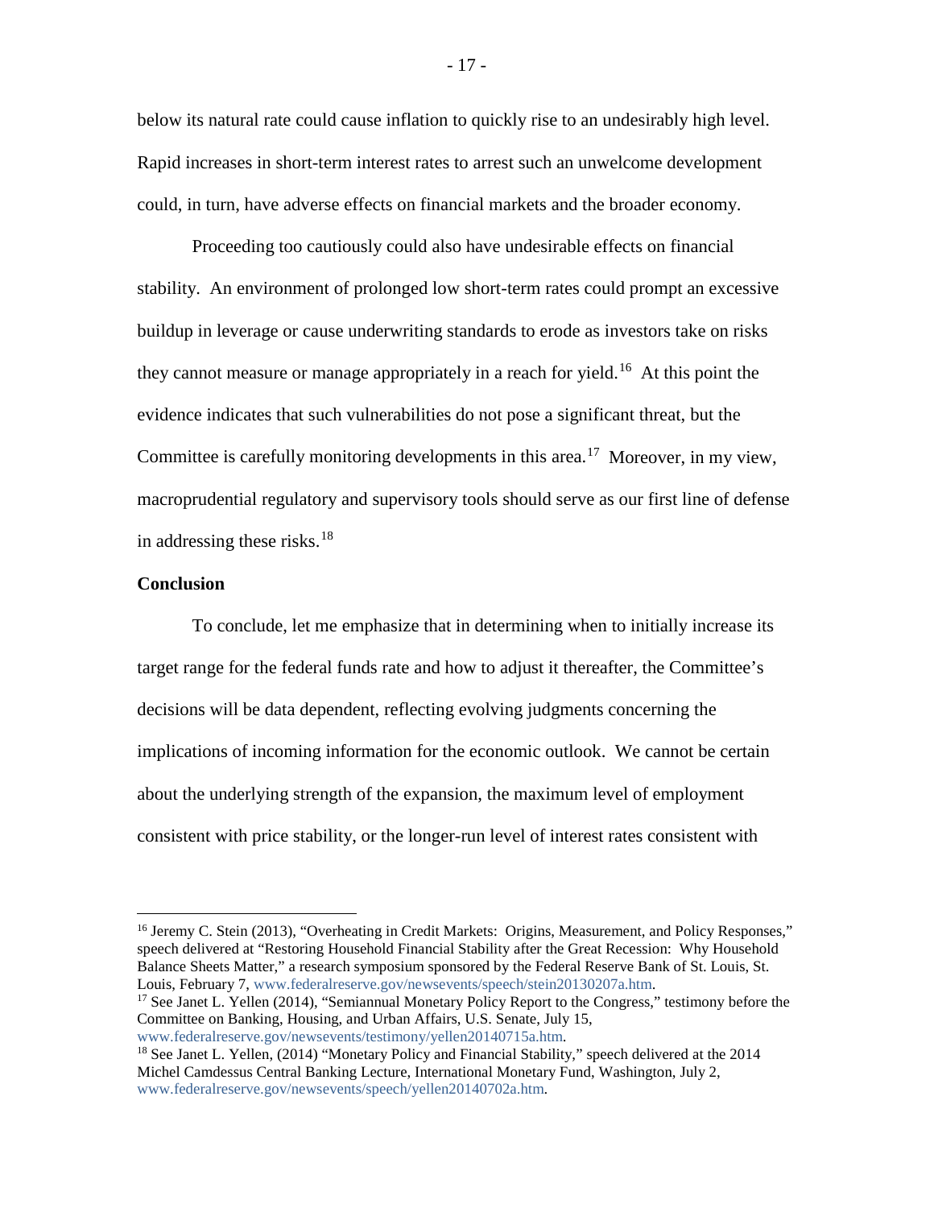below its natural rate could cause inflation to quickly rise to an undesirably high level. Rapid increases in short-term interest rates to arrest such an unwelcome development could, in turn, have adverse effects on financial markets and the broader economy.

Proceeding too cautiously could also have undesirable effects on financial stability. An environment of prolonged low short-term rates could prompt an excessive buildup in leverage or cause underwriting standards to erode as investors take on risks they cannot measure or manage appropriately in a reach for yield.[16] At this point the evidence indicates that such vulnerabilities do not pose a significant threat, but the Committee is carefully monitoring developments in this area.[17] Moreover, in my view, macroprudential regulatory and supervisory tools should serve as our first line of defense in addressing these risks.[18]

**Conclusion**

To conclude, let me emphasize that in determining when to initially increase its target range for the federal funds rate and how to adjust it thereafter, the Committee's decisions will be data dependent, reflecting evolving judgments concerning the implications of incoming information for the economic outlook. We cannot be certain about the underlying strength of the expansion, the maximum level of employment consistent with price stability, or the longer-run level of interest rates consistent with

---

[16] Jeremy C. Stein (2013), "Overheating in Credit Markets: Origins, Measurement, and Policy Responses," speech delivered at "Restoring Household Financial Stability after the Great Recession: Why Household Balance Sheets Matter," a research symposium sponsored by the Federal Reserve Bank of St. Louis, St. Louis, February 7, www.federalreserve.gov/newsevents/speech/stein20130207a.htm.

[17] See Janet L. Yellen (2014), "Semiannual Monetary Policy Report to the Congress," testimony before the Committee on Banking, Housing, and Urban Affairs, U.S. Senate, July 15, www.federalreserve.gov/newsevents/testimony/yellen20140715a.htm.

[18] See Janet L. Yellen, (2014) "Monetary Policy and Financial Stability," speech delivered at the 2014 Michel Camdessus Central Banking Lecture, International Monetary Fund, Washington, July 2, www.federalreserve.gov/newsevents/speech/yellen20140702a.htm.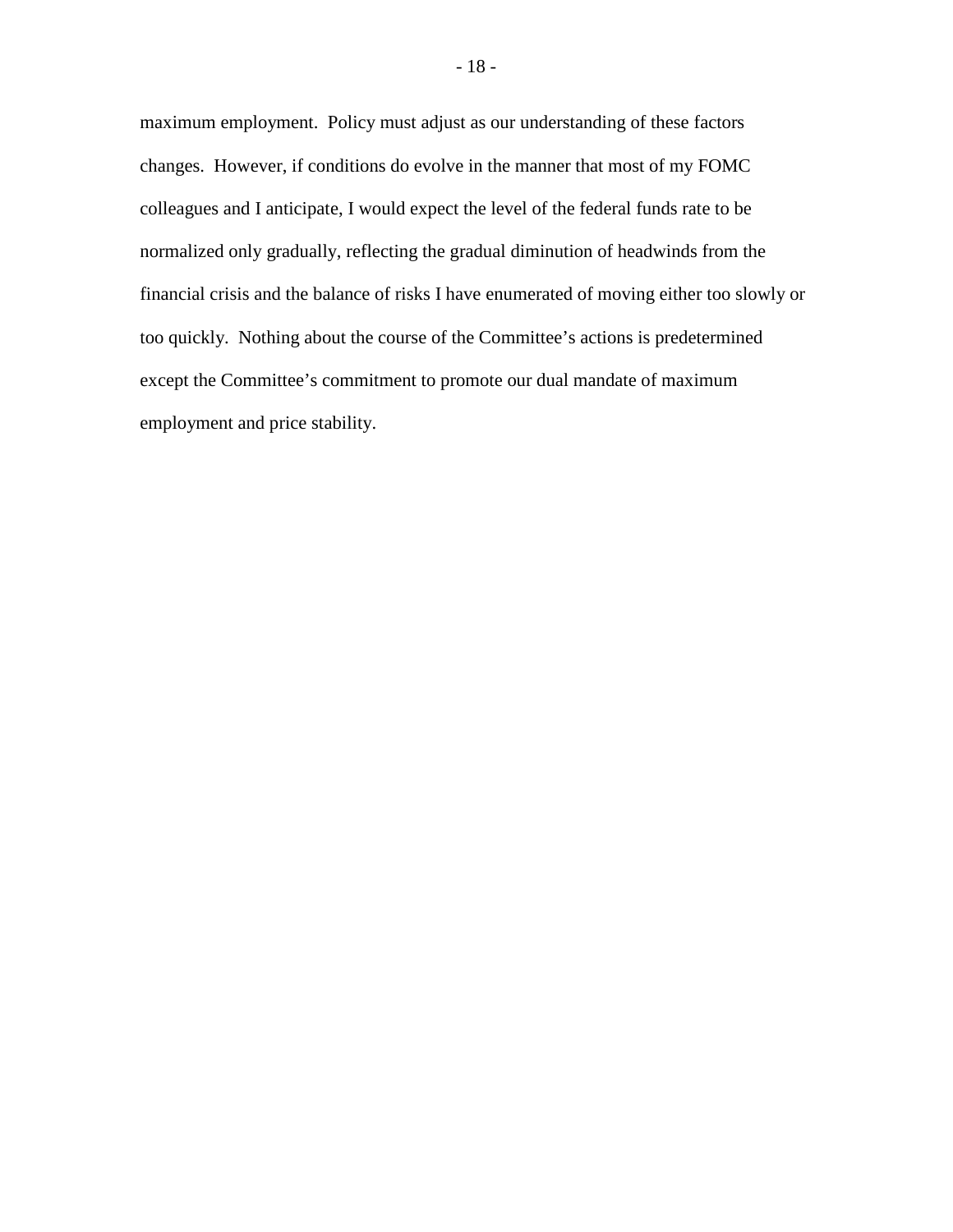maximum employment. Policy must adjust as our understanding of these factors changes. However, if conditions do evolve in the manner that most of my FOMC colleagues and I anticipate, I would expect the level of the federal funds rate to be normalized only gradually, reflecting the gradual diminution of headwinds from the financial crisis and the balance of risks I have enumerated of moving either too slowly or too quickly. Nothing about the course of the Committee's actions is predetermined except the Committee's commitment to promote our dual mandate of maximum employment and price stability.